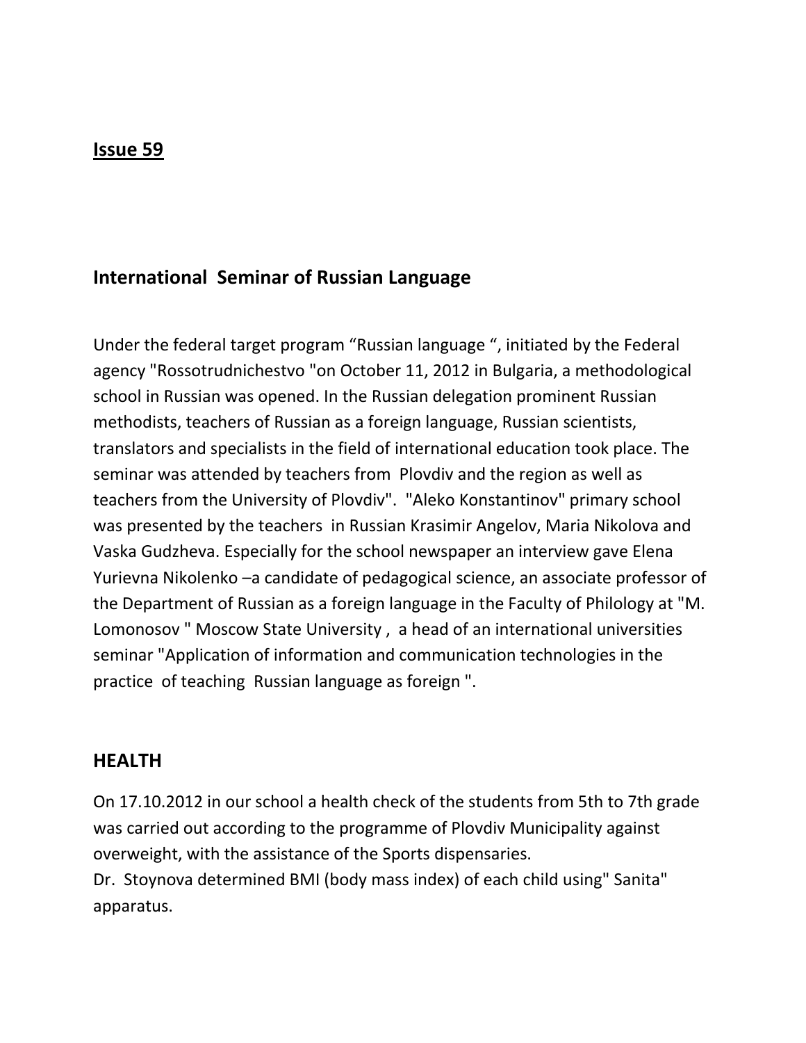**Issue 59**

## International Seminar of Russian Language

Under the federal target program “Russian language “, initiated by the Federal agency "Rossotrudnichestvo "on October 11, 2012 in Bulgaria, a methodological school in Russian was opened. In the Russian delegation prominent Russian methodists, teachers of Russian as a foreign language, Russian scientists, translators and specialists in the field of international education took place. The seminar was attended by teachers from Plovdiv and the region as well as teachers from the University of Plovdiv". "Aleko Konstantinov" primary school was presented by the teachers in Russian Krasimir Angelov, Maria Nikolova and Vaska Gudzheva. Especially for the school newspaper an interview gave Elena Yurievna Nikolenko –a candidate of pedagogical science, an associate professor of the Department of Russian as a foreign language in the Faculty of Philology at "M. Lomonosov " Moscow State University , a head of an international universities seminar "Application of information and communication technologies in the practice of teaching Russian language as foreign ".

## HEALTH

On 17.10.2012 in our school a health check of the students from 5th to 7th grade was carried out according to the programme of Plovdiv Municipality against overweight, with the assistance of the Sports dispensaries.
Dr. Stoynova determined BMI (body mass index) of each child using" Sanita" apparatus.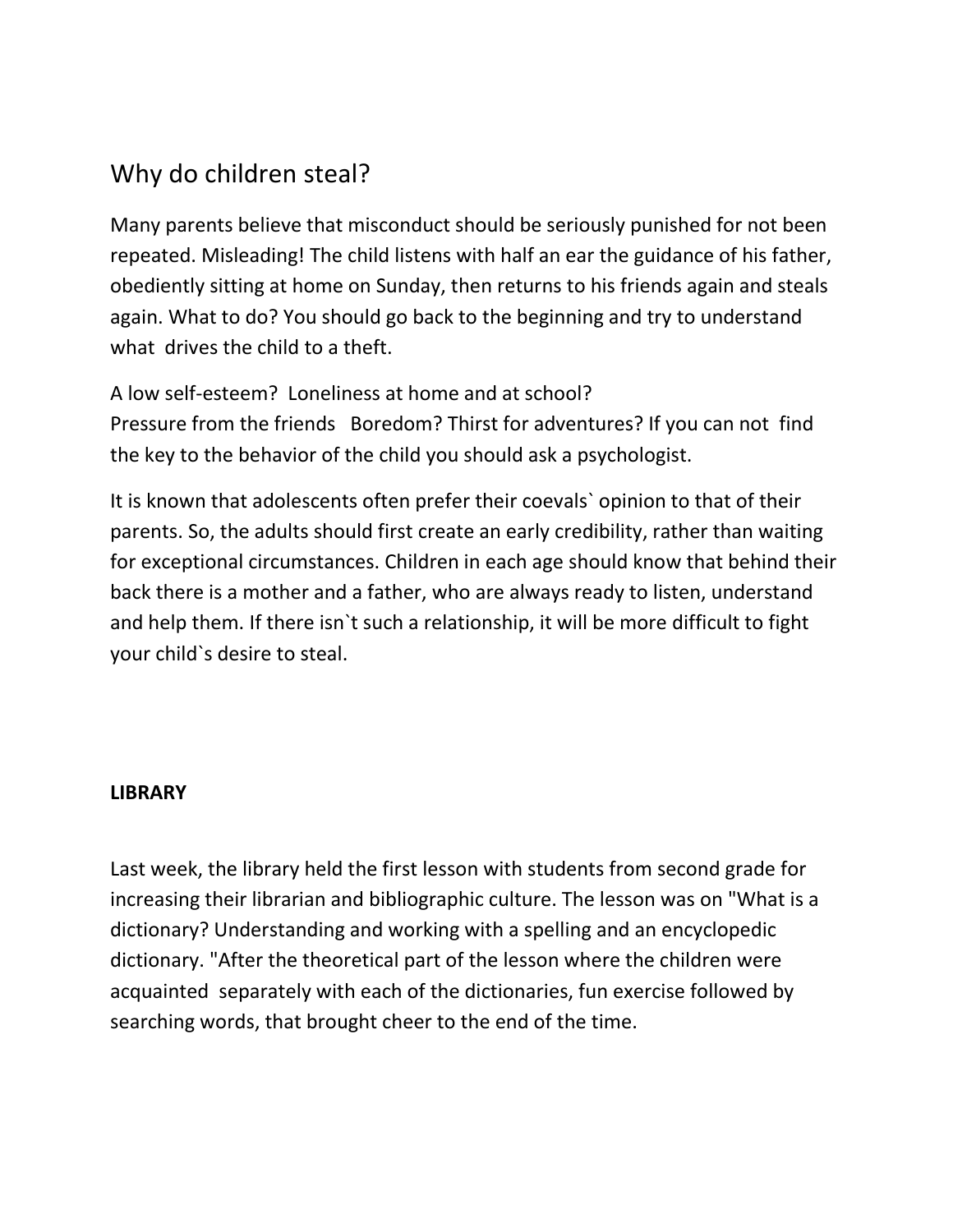## Why do children steal?

Many parents believe that misconduct should be seriously punished for not been repeated. Misleading! The child listens with half an ear the guidance of his father, obediently sitting at home on Sunday, then returns to his friends again and steals again. What to do? You should go back to the beginning and try to understand what drives the child to a theft.

A low self-esteem? Loneliness at home and at school?
Pressure from the friends Boredom? Thirst for adventures? If you can not find the key to the behavior of the child you should ask a psychologist.

It is known that adolescents often prefer their coevals` opinion to that of their parents. So, the adults should first create an early credibility, rather than waiting for exceptional circumstances. Children in each age should know that behind their back there is a mother and a father, who are always ready to listen, understand and help them. If there isn`t such a relationship, it will be more difficult to fight your child`s desire to steal.

**LIBRARY**

Last week, the library held the first lesson with students from second grade for increasing their librarian and bibliographic culture. The lesson was on "What is a dictionary? Understanding and working with a spelling and an encyclopedic dictionary. "After the theoretical part of the lesson where the children were acquainted separately with each of the dictionaries, fun exercise followed by searching words, that brought cheer to the end of the time.